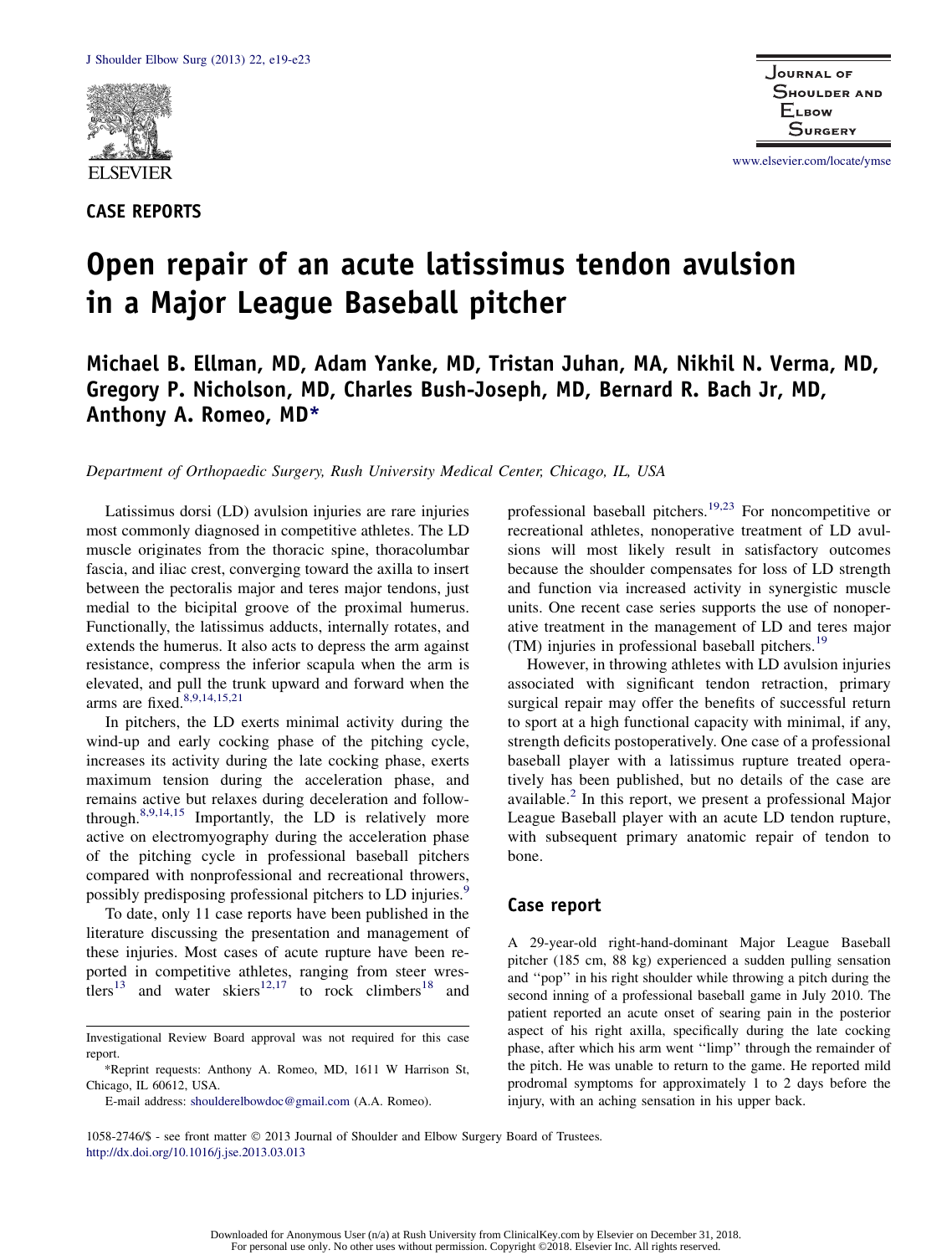CASE REPORTS

# Open repair of an acute latissimus tendon avulsion in a Major League Baseball pitcher

**Michael B. Ellman, MD, Adam Yanke, MD, Tristan Juhan, MA, Nikhil N. Verma, MD, Gregory P. Nicholson, MD, Charles Bush-Joseph, MD, Bernard R. Bach Jr, MD, Anthony A. Romeo, MD***

*Department of Orthopaedic Surgery, Rush University Medical Center, Chicago, IL, USA*

Latissimus dorsi (LD) avulsion injuries are rare injuries most commonly diagnosed in competitive athletes. The LD muscle originates from the thoracic spine, thoracolumbar fascia, and iliac crest, converging toward the axilla to insert between the pectoralis major and teres major tendons, just medial to the bicipital groove of the proximal humerus. Functionally, the latissimus adducts, internally rotates, and extends the humerus. It also acts to depress the arm against resistance, compress the inferior scapula when the arm is elevated, and pull the trunk upward and forward when the arms are fixed.[8,9,14,15,21]

In pitchers, the LD exerts minimal activity during the wind-up and early cocking phase of the pitching cycle, increases its activity during the late cocking phase, exerts maximum tension during the acceleration phase, and remains active but relaxes during deceleration and follow-through.[8,9,14,15] Importantly, the LD is relatively more active on electromyography during the acceleration phase of the pitching cycle in professional baseball pitchers compared with nonprofessional and recreational throwers, possibly predisposing professional pitchers to LD injuries.[9]

To date, only 11 case reports have been published in the literature discussing the presentation and management of these injuries. Most cases of acute rupture have been reported in competitive athletes, ranging from steer wrestlers[13] and water skiers[12,17] to rock climbers[18] and professional baseball pitchers.[19,23] For noncompetitive or recreational athletes, nonoperative treatment of LD avulsions will most likely result in satisfactory outcomes because the shoulder compensates for loss of LD strength and function via increased activity in synergistic muscle units. One recent case series supports the use of nonoperative treatment in the management of LD and teres major (TM) injuries in professional baseball pitchers.[19]

However, in throwing athletes with LD avulsion injuries associated with significant tendon retraction, primary surgical repair may offer the benefits of successful return to sport at a high functional capacity with minimal, if any, strength deficits postoperatively. One case of a professional baseball player with a latissimus rupture treated operatively has been published, but no details of the case are available.[2] In this report, we present a professional Major League Baseball player with an acute LD tendon rupture, with subsequent primary anatomic repair of tendon to bone.

## Case report

A 29-year-old right-hand-dominant Major League Baseball pitcher (185 cm, 88 kg) experienced a sudden pulling sensation and ''pop'' in his right shoulder while throwing a pitch during the second inning of a professional baseball game in July 2010. The patient reported an acute onset of searing pain in the posterior aspect of his right axilla, specifically during the late cocking phase, after which his arm went ''limp'' through the remainder of the pitch. He was unable to return to the game. He reported mild prodromal symptoms for approximately 1 to 2 days before the injury, with an aching sensation in his upper back.

Investigational Review Board approval was not required for this case report.

*Reprint requests: Anthony A. Romeo, MD, 1611 W Harrison St, Chicago, IL 60612, USA.

E-mail address: shoulderelbowdoc@gmail.com (A.A. Romeo).

1058-2746/$ - see front matter © 2013 Journal of Shoulder and Elbow Surgery Board of Trustees.
http://dx.doi.org/10.1016/j.jse.2013.03.013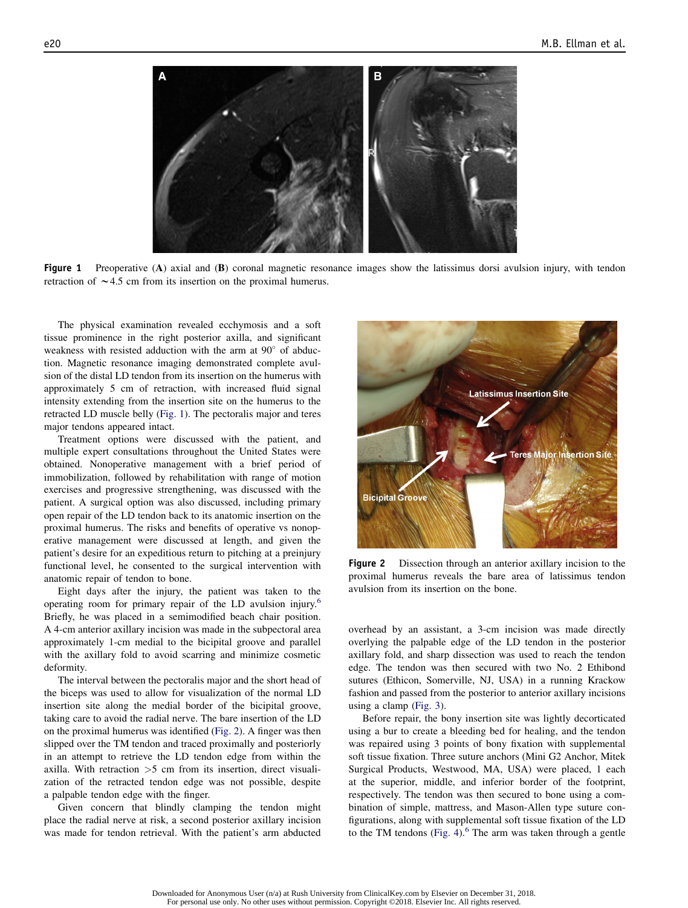Figure 1 Preoperative (A) axial and (B) coronal magnetic resonance images show the latissimus dorsi avulsion injury, with tendon retraction of ∼4.5 cm from its insertion on the proximal humerus.

The physical examination revealed ecchymosis and a soft tissue prominence in the right posterior axilla, and significant weakness with resisted adduction with the arm at 90° of abduction. Magnetic resonance imaging demonstrated complete avulsion of the distal LD tendon from its insertion on the humerus with approximately 5 cm of retraction, with increased fluid signal intensity extending from the insertion site on the humerus to the retracted LD muscle belly (Fig. 1). The pectoralis major and teres major tendons appeared intact.

Treatment options were discussed with the patient, and multiple expert consultations throughout the United States were obtained. Nonoperative management with a brief period of immobilization, followed by rehabilitation with range of motion exercises and progressive strengthening, was discussed with the patient. A surgical option was also discussed, including primary open repair of the LD tendon back to its anatomic insertion on the proximal humerus. The risks and benefits of operative vs nonoperative management were discussed at length, and given the patient's desire for an expeditious return to pitching at a preinjury functional level, he consented to the surgical intervention with anatomic repair of tendon to bone.

Eight days after the injury, the patient was taken to the operating room for primary repair of the LD avulsion injury.[6] Briefly, he was placed in a semimodified beach chair position. A 4-cm anterior axillary incision was made in the subpectoral area approximately 1-cm medial to the bicipital groove and parallel with the axillary fold to avoid scarring and minimize cosmetic deformity.

The interval between the pectoralis major and the short head of the biceps was used to allow for visualization of the normal LD insertion site along the medial border of the bicipital groove, taking care to avoid the radial nerve. The bare insertion of the LD on the proximal humerus was identified (Fig. 2). A finger was then slipped over the TM tendon and traced proximally and posteriorly in an attempt to retrieve the LD tendon edge from within the axilla. With retraction >5 cm from its insertion, direct visualization of the retracted tendon edge was not possible, despite a palpable tendon edge with the finger.

Given concern that blindly clamping the tendon might place the radial nerve at risk, a second posterior axillary incision was made for tendon retrieval. With the patient's arm abducted overhead by an assistant, a 3-cm incision was made directly overlying the palpable edge of the LD tendon in the posterior axillary fold, and sharp dissection was used to reach the tendon edge. The tendon was then secured with two No. 2 Ethibond sutures (Ethicon, Somerville, NJ, USA) in a running Krackow fashion and passed from the posterior to anterior axillary incisions using a clamp (Fig. 3).

Figure 2 Dissection through an anterior axillary incision to the proximal humerus reveals the bare area of latissimus tendon avulsion from its insertion on the bone.

Before repair, the bony insertion site was lightly decorticated using a bur to create a bleeding bed for healing, and the tendon was repaired using 3 points of bony fixation with supplemental soft tissue fixation. Three suture anchors (Mini G2 Anchor, Mitek Surgical Products, Westwood, MA, USA) were placed, 1 each at the superior, middle, and inferior border of the footprint, respectively. The tendon was then secured to bone using a combination of simple, mattress, and Mason-Allen type suture configurations, along with supplemental soft tissue fixation of the LD to the TM tendons (Fig. 4).[6] The arm was taken through a gentle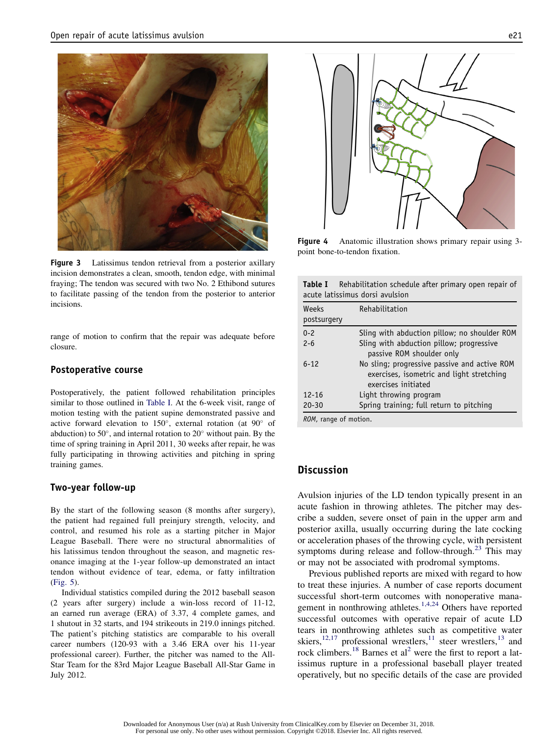Figure 3 Latissimus tendon retrieval from a posterior axillary incision demonstrates a clean, smooth, tendon edge, with minimal fraying; The tendon was secured with two No. 2 Ethibond sutures to facilitate passing of the tendon from the posterior to anterior incisions.

range of motion to confirm that the repair was adequate before closure.

## Postoperative course

Postoperatively, the patient followed rehabilitation principles similar to those outlined in Table I. At the 6-week visit, range of motion testing with the patient supine demonstrated passive and active forward elevation to 150°, external rotation (at 90° of abduction) to 50°, and internal rotation to 20° without pain. By the time of spring training in April 2011, 30 weeks after repair, he was fully participating in throwing activities and pitching in spring training games.

## Two-year follow-up

By the start of the following season (8 months after surgery), the patient had regained full preinjury strength, velocity, and control, and resumed his role as a starting pitcher in Major League Baseball. There were no structural abnormalities of his latissimus tendon throughout the season, and magnetic resonance imaging at the 1-year follow-up demonstrated an intact tendon without evidence of tear, edema, or fatty infiltration (Fig. 5).

Individual statistics compiled during the 2012 baseball season (2 years after surgery) include a win-loss record of 11-12, an earned run average (ERA) of 3.37, 4 complete games, and 1 shutout in 32 starts, and 194 strikeouts in 219.0 innings pitched. The patient's pitching statistics are comparable to his overall career numbers (120-93 with a 3.46 ERA over his 11-year professional career). Further, the pitcher was named to the All-Star Team for the 83rd Major League Baseball All-Star Game in July 2012.

Figure 4 Anatomic illustration shows primary repair using 3-point bone-to-tendon fixation.

**Table I** Rehabilitation schedule after primary open repair of acute latissimus dorsi avulsion

| Weeks postsurgery | Rehabilitation |
|---|---|
| 0-2 | Sling with abduction pillow; no shoulder ROM |
| 2-6 | Sling with abduction pillow; progressive passive ROM shoulder only |
| 6-12 | No sling; progressive passive and active ROM exercises, isometric and light stretching exercises initiated |
| 12-16 | Light throwing program |
| 20-30 | Spring training; full return to pitching |

*ROM*, range of motion.

## Discussion

Avulsion injuries of the LD tendon typically present in an acute fashion in throwing athletes. The pitcher may describe a sudden, severe onset of pain in the upper arm and posterior axilla, usually occurring during the late cocking or acceleration phases of the throwing cycle, with persistent symptoms during release and follow-through.[23] This may or may not be associated with prodromal symptoms.

Previous published reports are mixed with regard to how to treat these injuries. A number of case reports document successful short-term outcomes with nonoperative management in nonthrowing athletes.[1,4,24] Others have reported successful outcomes with operative repair of acute LD tears in nonthrowing athletes such as competitive water skiers,[12,17] professional wrestlers,[11] steer wrestlers,[13] and rock climbers.[18] Barnes et al[2] were the first to report a latissimus rupture in a professional baseball player treated operatively, but no specific details of the case are provided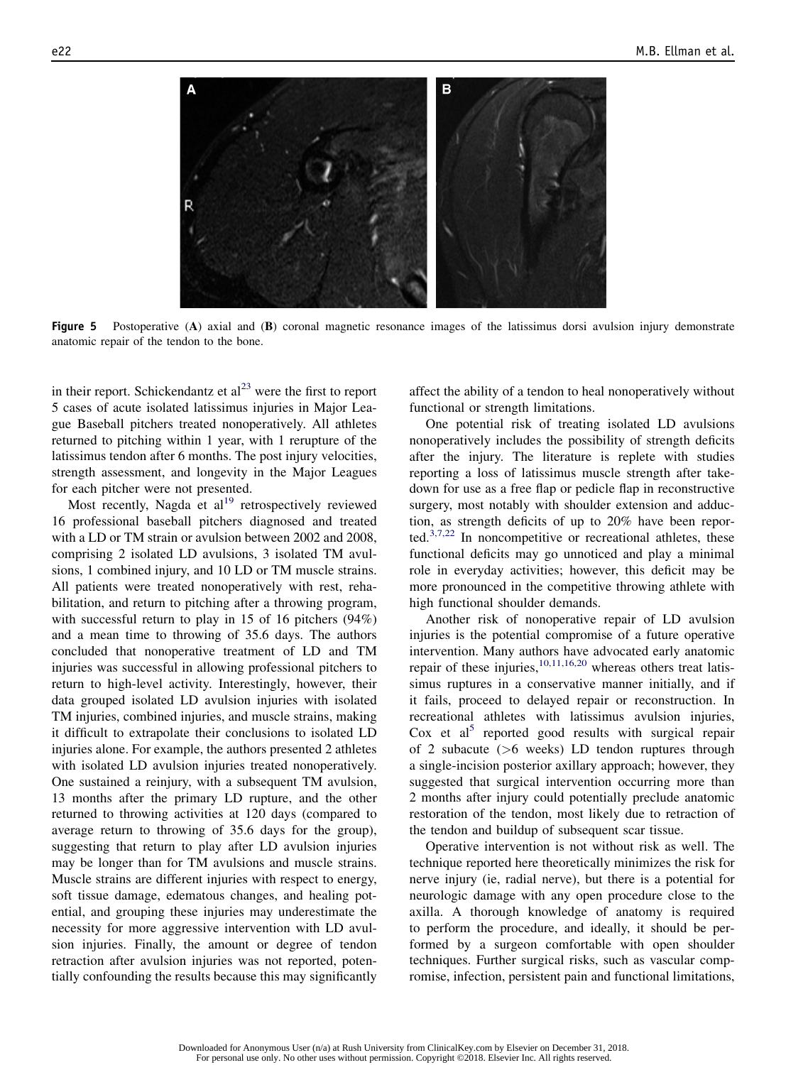**Figure 5** Postoperative (**A**) axial and (**B**) coronal magnetic resonance images of the latissimus dorsi avulsion injury demonstrate anatomic repair of the tendon to the bone.

in their report. Schickendantz et al[23] were the first to report 5 cases of acute isolated latissimus injuries in Major League Baseball pitchers treated nonoperatively. All athletes returned to pitching within 1 year, with 1 rerupture of the latissimus tendon after 6 months. The post injury velocities, strength assessment, and longevity in the Major Leagues for each pitcher were not presented.

Most recently, Nagda et al[19] retrospectively reviewed 16 professional baseball pitchers diagnosed and treated with a LD or TM strain or avulsion between 2002 and 2008, comprising 2 isolated LD avulsions, 3 isolated TM avulsions, 1 combined injury, and 10 LD or TM muscle strains. All patients were treated nonoperatively with rest, rehabilitation, and return to pitching after a throwing program, with successful return to play in 15 of 16 pitchers (94%) and a mean time to throwing of 35.6 days. The authors concluded that nonoperative treatment of LD and TM injuries was successful in allowing professional pitchers to return to high-level activity. Interestingly, however, their data grouped isolated LD avulsion injuries with isolated TM injuries, combined injuries, and muscle strains, making it difficult to extrapolate their conclusions to isolated LD injuries alone. For example, the authors presented 2 athletes with isolated LD avulsion injuries treated nonoperatively. One sustained a reinjury, with a subsequent TM avulsion, 13 months after the primary LD rupture, and the other returned to throwing activities at 120 days (compared to average return to throwing of 35.6 days for the group), suggesting that return to play after LD avulsion injuries may be longer than for TM avulsions and muscle strains. Muscle strains are different injuries with respect to energy, soft tissue damage, edematous changes, and healing potential, and grouping these injuries may underestimate the necessity for more aggressive intervention with LD avulsion injuries. Finally, the amount or degree of tendon retraction after avulsion injuries was not reported, potentially confounding the results because this may significantly affect the ability of a tendon to heal nonoperatively without functional or strength limitations.

One potential risk of treating isolated LD avulsions nonoperatively includes the possibility of strength deficits after the injury. The literature is replete with studies reporting a loss of latissimus muscle strength after takedown for use as a free flap or pedicle flap in reconstructive surgery, most notably with shoulder extension and adduction, as strength deficits of up to 20% have been reported.[3,7,22] In noncompetitive or recreational athletes, these functional deficits may go unnoticed and play a minimal role in everyday activities; however, this deficit may be more pronounced in the competitive throwing athlete with high functional shoulder demands.

Another risk of nonoperative repair of LD avulsion injuries is the potential compromise of a future operative intervention. Many authors have advocated early anatomic repair of these injuries,[10,11,16,20] whereas others treat latissimus ruptures in a conservative manner initially, and if it fails, proceed to delayed repair or reconstruction. In recreational athletes with latissimus avulsion injuries, Cox et al[5] reported good results with surgical repair of 2 subacute (>6 weeks) LD tendon ruptures through a single-incision posterior axillary approach; however, they suggested that surgical intervention occurring more than 2 months after injury could potentially preclude anatomic restoration of the tendon, most likely due to retraction of the tendon and buildup of subsequent scar tissue.

Operative intervention is not without risk as well. The technique reported here theoretically minimizes the risk for nerve injury (ie, radial nerve), but there is a potential for neurologic damage with any open procedure close to the axilla. A thorough knowledge of anatomy is required to perform the procedure, and ideally, it should be performed by a surgeon comfortable with open shoulder techniques. Further surgical risks, such as vascular compromise, infection, persistent pain and functional limitations,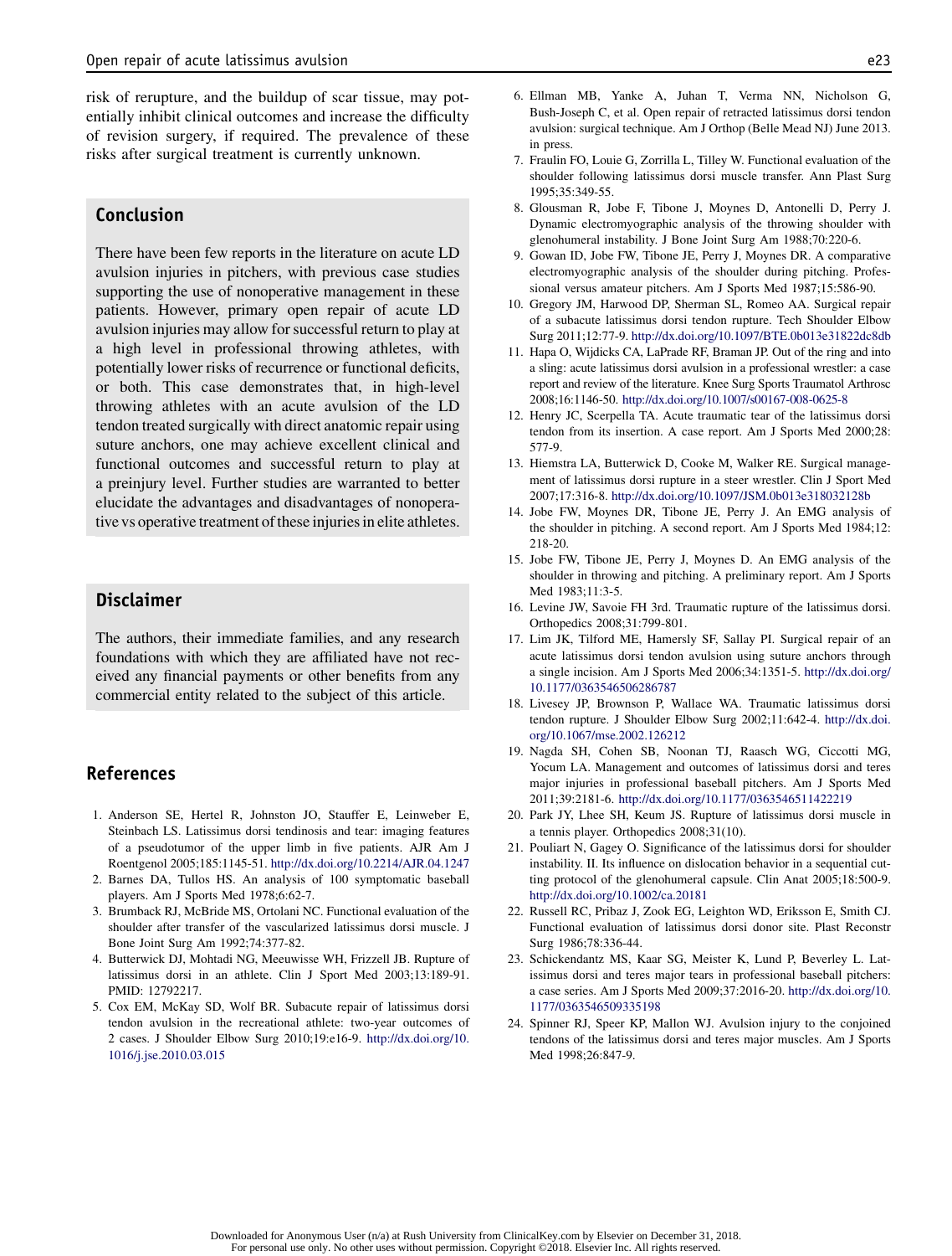risk of rerupture, and the buildup of scar tissue, may potentially inhibit clinical outcomes and increase the difficulty of revision surgery, if required. The prevalence of these risks after surgical treatment is currently unknown.

## Conclusion

There have been few reports in the literature on acute LD avulsion injuries in pitchers, with previous case studies supporting the use of nonoperative management in these patients. However, primary open repair of acute LD avulsion injuries may allow for successful return to play at a high level in professional throwing athletes, with potentially lower risks of recurrence or functional deficits, or both. This case demonstrates that, in high-level throwing athletes with an acute avulsion of the LD tendon treated surgically with direct anatomic repair using suture anchors, one may achieve excellent clinical and functional outcomes and successful return to play at a preinjury level. Further studies are warranted to better elucidate the advantages and disadvantages of nonoperative vs operative treatment of these injuries in elite athletes.

## Disclaimer

The authors, their immediate families, and any research foundations with which they are affiliated have not received any financial payments or other benefits from any commercial entity related to the subject of this article.

## References

1. Anderson SE, Hertel R, Johnston JO, Stauffer E, Leinweber E, Steinbach LS. Latissimus dorsi tendinosis and tear: imaging features of a pseudotumor of the upper limb in five patients. AJR Am J Roentgenol 2005;185:1145-51. http://dx.doi.org/10.2214/AJR.04.1247
2. Barnes DA, Tullos HS. An analysis of 100 symptomatic baseball players. Am J Sports Med 1978;6:62-7.
3. Brumback RJ, McBride MS, Ortolani NC. Functional evaluation of the shoulder after transfer of the vascularized latissimus dorsi muscle. J Bone Joint Surg Am 1992;74:377-82.
4. Butterwick DJ, Mohtadi NG, Meeuwisse WH, Frizzell JB. Rupture of latissimus dorsi in an athlete. Clin J Sport Med 2003;13:189-91. PMID: 12792217.
5. Cox EM, McKay SD, Wolf BR. Subacute repair of latissimus dorsi tendon avulsion in the recreational athlete: two-year outcomes of 2 cases. J Shoulder Elbow Surg 2010;19:e16-9. http://dx.doi.org/10.1016/j.jse.2010.03.015
6. Ellman MB, Yanke A, Juhan T, Verma NN, Nicholson G, Bush-Joseph C, et al. Open repair of retracted latissimus dorsi tendon avulsion: surgical technique. Am J Orthop (Belle Mead NJ) June 2013. in press.
7. Fraulin FO, Louie G, Zorrilla L, Tilley W. Functional evaluation of the shoulder following latissimus dorsi muscle transfer. Ann Plast Surg 1995;35:349-55.
8. Glousman R, Jobe F, Tibone J, Moynes D, Antonelli D, Perry J. Dynamic electromyographic analysis of the throwing shoulder with glenohumeral instability. J Bone Joint Surg Am 1988;70:220-6.
9. Gowan ID, Jobe FW, Tibone JE, Perry J, Moynes DR. A comparative electromyographic analysis of the shoulder during pitching. Professional versus amateur pitchers. Am J Sports Med 1987;15:586-90.
10. Gregory JM, Harwood DP, Sherman SL, Romeo AA. Surgical repair of a subacute latissimus dorsi tendon rupture. Tech Shoulder Elbow Surg 2011;12:77-9. http://dx.doi.org/10.1097/BTE.0b013e31822dc8db
11. Hapa O, Wijdicks CA, LaPrade RF, Braman JP. Out of the ring and into a sling: acute latissimus dorsi avulsion in a professional wrestler: a case report and review of the literature. Knee Surg Sports Traumatol Arthrosc 2008;16:1146-50. http://dx.doi.org/10.1007/s00167-008-0625-8
12. Henry JC, Scerpella TA. Acute traumatic tear of the latissimus dorsi tendon from its insertion. A case report. Am J Sports Med 2000;28:577-9.
13. Hiemstra LA, Butterwick D, Cooke M, Walker RE. Surgical management of latissimus dorsi rupture in a steer wrestler. Clin J Sport Med 2007;17:316-8. http://dx.doi.org/10.1097/JSM.0b013e318032128b
14. Jobe FW, Moynes DR, Tibone JE, Perry J. An EMG analysis of the shoulder in pitching. A second report. Am J Sports Med 1984;12:218-20.
15. Jobe FW, Tibone JE, Perry J, Moynes D. An EMG analysis of the shoulder in throwing and pitching. A preliminary report. Am J Sports Med 1983;11:3-5.
16. Levine JW, Savoie FH 3rd. Traumatic rupture of the latissimus dorsi. Orthopedics 2008;31:799-801.
17. Lim JK, Tilford ME, Hamersly SF, Sallay PI. Surgical repair of an acute latissimus dorsi tendon avulsion using suture anchors through a single incision. Am J Sports Med 2006;34:1351-5. http://dx.doi.org/10.1177/0363546506286787
18. Livesey JP, Brownson P, Wallace WA. Traumatic latissimus dorsi tendon rupture. J Shoulder Elbow Surg 2002;11:642-4. http://dx.doi.org/10.1067/mse.2002.126212
19. Nagda SH, Cohen SB, Noonan TJ, Raasch WG, Ciccotti MG, Yocum LA. Management and outcomes of latissimus dorsi and teres major injuries in professional baseball pitchers. Am J Sports Med 2011;39:2181-6. http://dx.doi.org/10.1177/0363546511422219
20. Park JY, Lhee SH, Keum JS. Rupture of latissimus dorsi muscle in a tennis player. Orthopedics 2008;31(10).
21. Pouliart N, Gagey O. Significance of the latissimus dorsi for shoulder instability. II. Its influence on dislocation behavior in a sequential cutting protocol of the glenohumeral capsule. Clin Anat 2005;18:500-9. http://dx.doi.org/10.1002/ca.20181
22. Russell RC, Pribaz J, Zook EG, Leighton WD, Eriksson E, Smith CJ. Functional evaluation of latissimus dorsi donor site. Plast Reconstr Surg 1986;78:336-44.
23. Schickendantz MS, Kaar SG, Meister K, Lund P, Beverley L. Latissimus dorsi and teres major tears in professional baseball pitchers: a case series. Am J Sports Med 2009;37:2016-20. http://dx.doi.org/10.1177/0363546509335198
24. Spinner RJ, Speer KP, Mallon WJ. Avulsion injury to the conjoined tendons of the latissimus dorsi and teres major muscles. Am J Sports Med 1998;26:847-9.